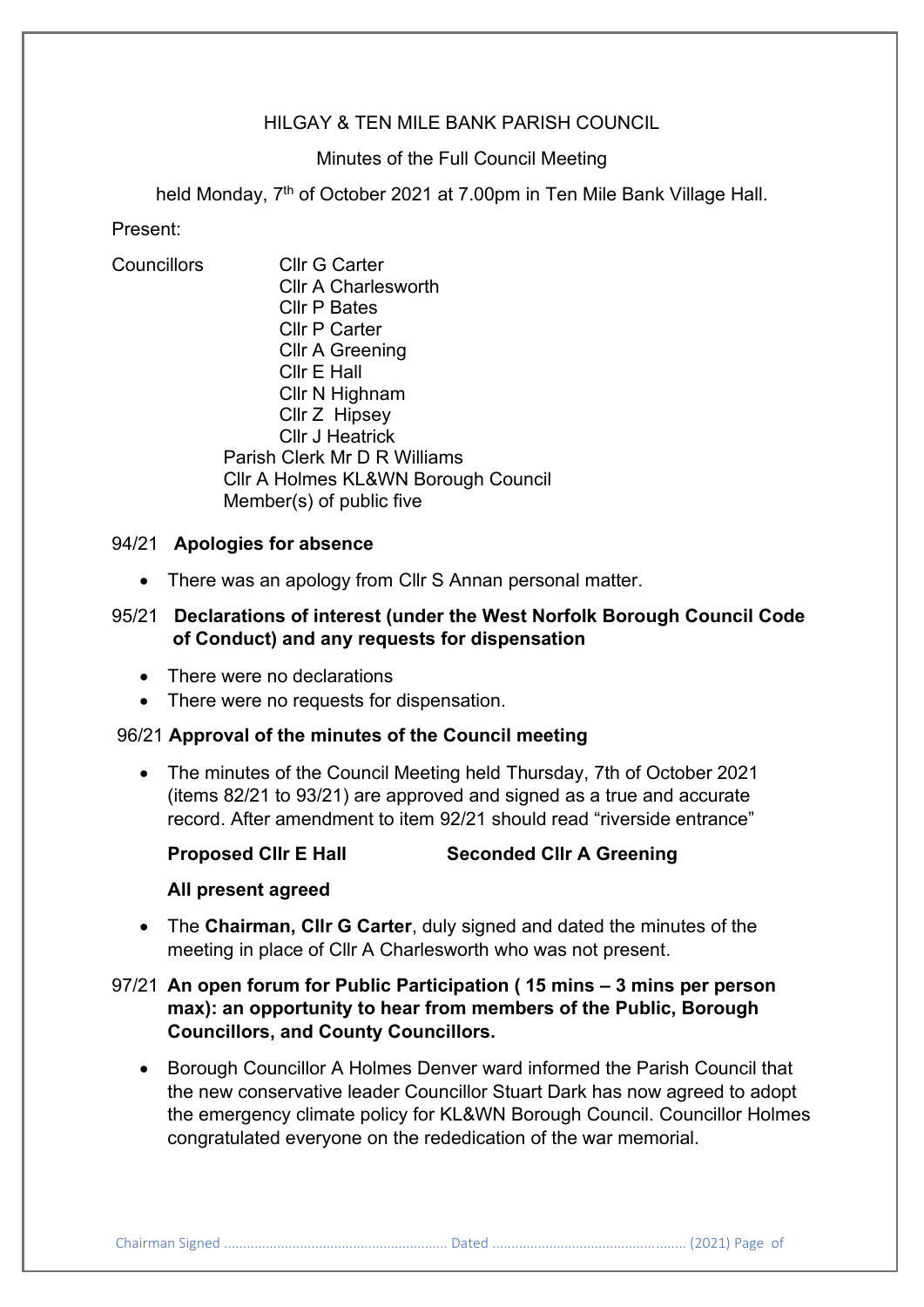HILGAY & TEN MILE BANK PARISH COUNCIL

Minutes of the Full Council Meeting

held Monday, 7th of October 2021 at 7.00pm in Ten Mile Bank Village Hall.

Present:

Councillors
- Cllr G Carter
- Cllr A Charlesworth
- Cllr P Bates
- Cllr P Carter
- Cllr A Greening
- Cllr E Hall
- Cllr N Highnam
- Cllr Z Hipsey
- Cllr J Heatrick

Parish Clerk Mr D R Williams
Cllr A Holmes KL&WN Borough Council
Member(s) of public five

## 94/21 **Apologies for absence**

- There was an apology from Cllr S Annan personal matter.

## 95/21 **Declarations of interest (under the West Norfolk Borough Council Code of Conduct) and any requests for dispensation**

- There were no declarations
- There were no requests for dispensation.

## 96/21 **Approval of the minutes of the Council meeting**

- The minutes of the Council Meeting held Thursday, 7th of October 2021 (items 82/21 to 93/21) are approved and signed as a true and accurate record. After amendment to item 92/21 should read "riverside entrance"

  **Proposed Cllr E Hall** **Seconded Cllr A Greening**

  **All present agreed**

- The **Chairman, Cllr G Carter**, duly signed and dated the minutes of the meeting in place of Cllr A Charlesworth who was not present.

## 97/21 **An open forum for Public Participation ( 15 mins – 3 mins per person max): an opportunity to hear from members of the Public, Borough Councillors, and County Councillors.**

- Borough Councillor A Holmes Denver ward informed the Parish Council that the new conservative leader Councillor Stuart Dark has now agreed to adopt the emergency climate policy for KL&WN Borough Council. Councillor Holmes congratulated everyone on the rededication of the war memorial.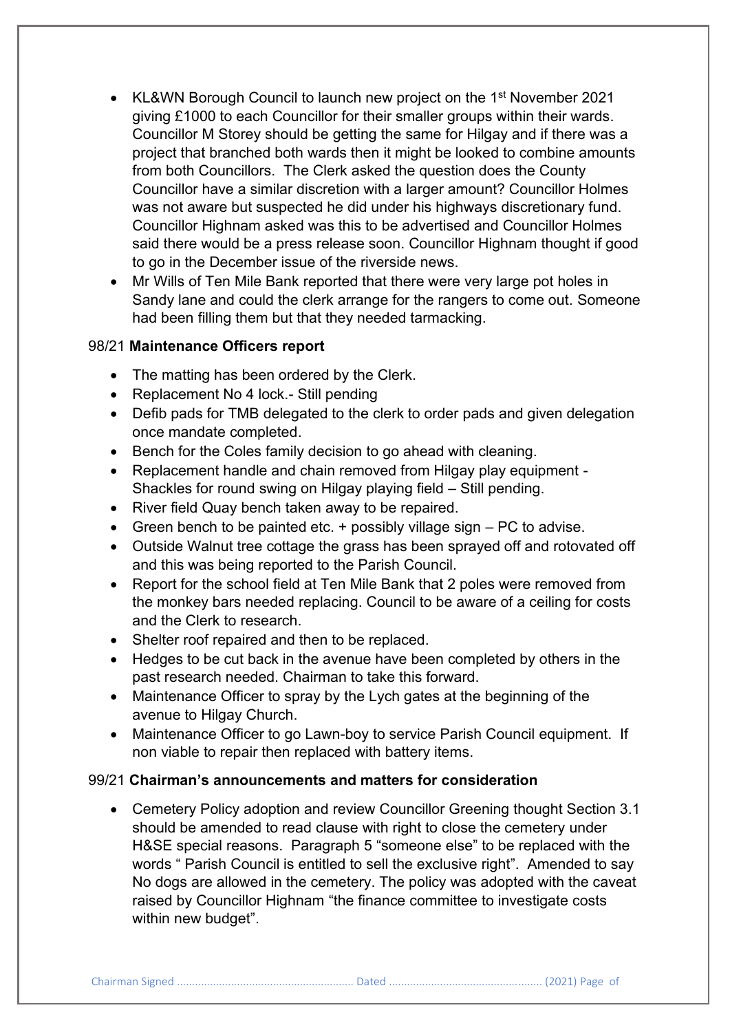- KL&WN Borough Council to launch new project on the 1st November 2021 giving £1000 to each Councillor for their smaller groups within their wards. Councillor M Storey should be getting the same for Hilgay and if there was a project that branched both wards then it might be looked to combine amounts from both Councillors. The Clerk asked the question does the County Councillor have a similar discretion with a larger amount? Councillor Holmes was not aware but suspected he did under his highways discretionary fund. Councillor Highnam asked was this to be advertised and Councillor Holmes said there would be a press release soon. Councillor Highnam thought if good to go in the December issue of the riverside news.
- Mr Wills of Ten Mile Bank reported that there were very large pot holes in Sandy lane and could the clerk arrange for the rangers to come out. Someone had been filling them but that they needed tarmacking.

98/21 **Maintenance Officers report**

- The matting has been ordered by the Clerk.
- Replacement No 4 lock.- Still pending
- Defib pads for TMB delegated to the clerk to order pads and given delegation once mandate completed.
- Bench for the Coles family decision to go ahead with cleaning.
- Replacement handle and chain removed from Hilgay play equipment - Shackles for round swing on Hilgay playing field – Still pending.
- River field Quay bench taken away to be repaired.
- Green bench to be painted etc. + possibly village sign – PC to advise.
- Outside Walnut tree cottage the grass has been sprayed off and rotovated off and this was being reported to the Parish Council.
- Report for the school field at Ten Mile Bank that 2 poles were removed from the monkey bars needed replacing. Council to be aware of a ceiling for costs and the Clerk to research.
- Shelter roof repaired and then to be replaced.
- Hedges to be cut back in the avenue have been completed by others in the past research needed. Chairman to take this forward.
- Maintenance Officer to spray by the Lych gates at the beginning of the avenue to Hilgay Church.
- Maintenance Officer to go Lawn-boy to service Parish Council equipment. If non viable to repair then replaced with battery items.

99/21 **Chairman's announcements and matters for consideration**

- Cemetery Policy adoption and review Councillor Greening thought Section 3.1 should be amended to read clause with right to close the cemetery under H&SE special reasons. Paragraph 5 "someone else" to be replaced with the words " Parish Council is entitled to sell the exclusive right". Amended to say No dogs are allowed in the cemetery. The policy was adopted with the caveat raised by Councillor Highnam "the finance committee to investigate costs within new budget".

Chairman Signed ........................................................... Dated .................................................. (2021)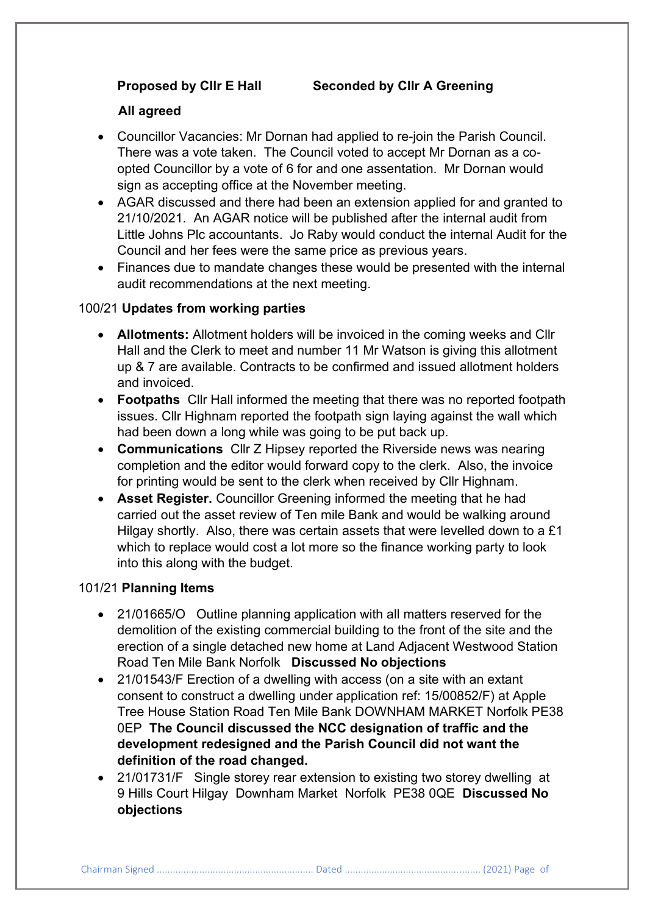**Proposed by Cllr E Hall          Seconded by Cllr A Greening**

**All agreed**

- Councillor Vacancies: Mr Dornan had applied to re-join the Parish Council. There was a vote taken. The Council voted to accept Mr Dornan as a co-opted Councillor by a vote of 6 for and one assentation. Mr Dornan would sign as accepting office at the November meeting.
- AGAR discussed and there had been an extension applied for and granted to 21/10/2021. An AGAR notice will be published after the internal audit from Little Johns Plc accountants. Jo Raby would conduct the internal Audit for the Council and her fees were the same price as previous years.
- Finances due to mandate changes these would be presented with the internal audit recommendations at the next meeting.

100/21 **Updates from working parties**

- **Allotments:** Allotment holders will be invoiced in the coming weeks and Cllr Hall and the Clerk to meet and number 11 Mr Watson is giving this allotment up & 7 are available. Contracts to be confirmed and issued allotment holders and invoiced.
- **Footpaths** Cllr Hall informed the meeting that there was no reported footpath issues. Cllr Highnam reported the footpath sign laying against the wall which had been down a long while was going to be put back up.
- **Communications** Cllr Z Hipsey reported the Riverside news was nearing completion and the editor would forward copy to the clerk. Also, the invoice for printing would be sent to the clerk when received by Cllr Highnam.
- **Asset Register.** Councillor Greening informed the meeting that he had carried out the asset review of Ten mile Bank and would be walking around Hilgay shortly. Also, there was certain assets that were levelled down to a £1 which to replace would cost a lot more so the finance working party to look into this along with the budget.

101/21 **Planning Items**

- 21/01665/O Outline planning application with all matters reserved for the demolition of the existing commercial building to the front of the site and the erection of a single detached new home at Land Adjacent Westwood Station Road Ten Mile Bank Norfolk **Discussed No objections**
- 21/01543/F Erection of a dwelling with access (on a site with an extant consent to construct a dwelling under application ref: 15/00852/F) at Apple Tree House Station Road Ten Mile Bank DOWNHAM MARKET Norfolk PE38 0EP **The Council discussed the NCC designation of traffic and the development redesigned and the Parish Council did not want the definition of the road changed.**
- 21/01731/F Single storey rear extension to existing two storey dwelling at 9 Hills Court Hilgay Downham Market Norfolk PE38 0QE **Discussed No objections**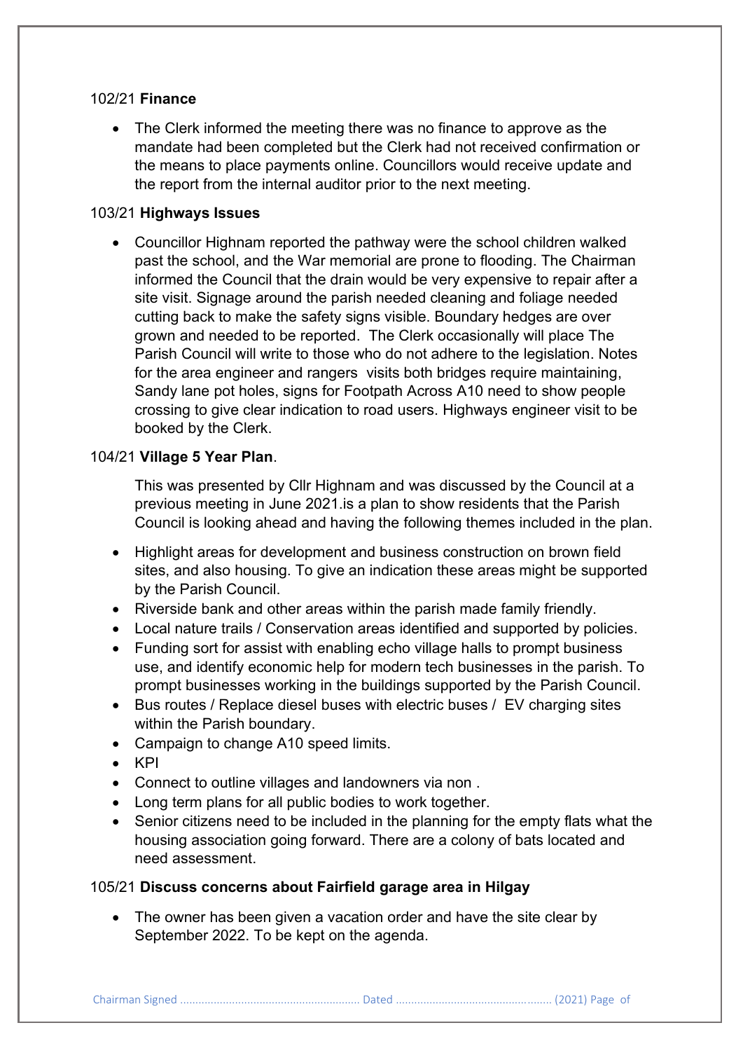102/21 **Finance**

- The Clerk informed the meeting there was no finance to approve as the mandate had been completed but the Clerk had not received confirmation or the means to place payments online. Councillors would receive update and the report from the internal auditor prior to the next meeting.

103/21 **Highways Issues**

- Councillor Highnam reported the pathway were the school children walked past the school, and the War memorial are prone to flooding. The Chairman informed the Council that the drain would be very expensive to repair after a site visit. Signage around the parish needed cleaning and foliage needed cutting back to make the safety signs visible. Boundary hedges are over grown and needed to be reported. The Clerk occasionally will place The Parish Council will write to those who do not adhere to the legislation. Notes for the area engineer and rangers visits both bridges require maintaining, Sandy lane pot holes, signs for Footpath Across A10 need to show people crossing to give clear indication to road users. Highways engineer visit to be booked by the Clerk.

104/21 **Village 5 Year Plan**.

This was presented by Cllr Highnam and was discussed by the Council at a previous meeting in June 2021.is a plan to show residents that the Parish Council is looking ahead and having the following themes included in the plan.

- Highlight areas for development and business construction on brown field sites, and also housing. To give an indication these areas might be supported by the Parish Council.
- Riverside bank and other areas within the parish made family friendly.
- Local nature trails / Conservation areas identified and supported by policies.
- Funding sort for assist with enabling echo village halls to prompt business use, and identify economic help for modern tech businesses in the parish. To prompt businesses working in the buildings supported by the Parish Council.
- Bus routes / Replace diesel buses with electric buses / EV charging sites within the Parish boundary.
- Campaign to change A10 speed limits.
- KPI
- Connect to outline villages and landowners via non .
- Long term plans for all public bodies to work together.
- Senior citizens need to be included in the planning for the empty flats what the housing association going forward. There are a colony of bats located and need assessment.

105/21 **Discuss concerns about Fairfield garage area in Hilgay**

- The owner has been given a vacation order and have the site clear by September 2022. To be kept on the agenda.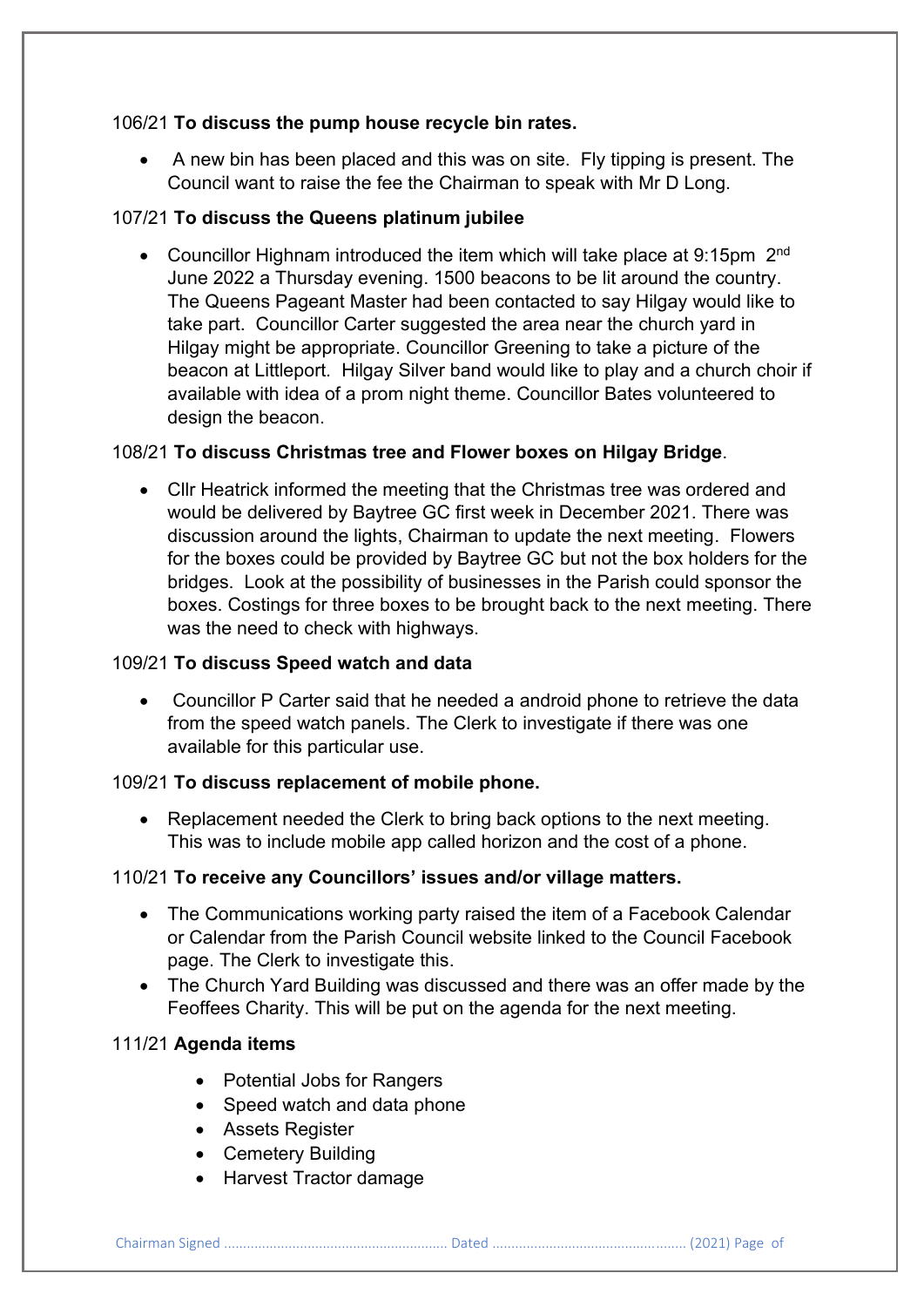106/21 **To discuss the pump house recycle bin rates.**

- A new bin has been placed and this was on site. Fly tipping is present. The Council want to raise the fee the Chairman to speak with Mr D Long.

107/21 **To discuss the Queens platinum jubilee**

- Councillor Highnam introduced the item which will take place at 9:15pm 2nd June 2022 a Thursday evening. 1500 beacons to be lit around the country. The Queens Pageant Master had been contacted to say Hilgay would like to take part. Councillor Carter suggested the area near the church yard in Hilgay might be appropriate. Councillor Greening to take a picture of the beacon at Littleport. Hilgay Silver band would like to play and a church choir if available with idea of a prom night theme. Councillor Bates volunteered to design the beacon.

108/21 **To discuss Christmas tree and Flower boxes on Hilgay Bridge**.

- Cllr Heatrick informed the meeting that the Christmas tree was ordered and would be delivered by Baytree GC first week in December 2021. There was discussion around the lights, Chairman to update the next meeting. Flowers for the boxes could be provided by Baytree GC but not the box holders for the bridges. Look at the possibility of businesses in the Parish could sponsor the boxes. Costings for three boxes to be brought back to the next meeting. There was the need to check with highways.

109/21 **To discuss Speed watch and data**

- Councillor P Carter said that he needed a android phone to retrieve the data from the speed watch panels. The Clerk to investigate if there was one available for this particular use.

109/21 **To discuss replacement of mobile phone.**

- Replacement needed the Clerk to bring back options to the next meeting. This was to include mobile app called horizon and the cost of a phone.

110/21 **To receive any Councillors' issues and/or village matters.**

- The Communications working party raised the item of a Facebook Calendar or Calendar from the Parish Council website linked to the Council Facebook page. The Clerk to investigate this.
- The Church Yard Building was discussed and there was an offer made by the Feoffees Charity. This will be put on the agenda for the next meeting.

111/21 **Agenda items**

- Potential Jobs for Rangers
- Speed watch and data phone
- Assets Register
- Cemetery Building
- Harvest Tractor damage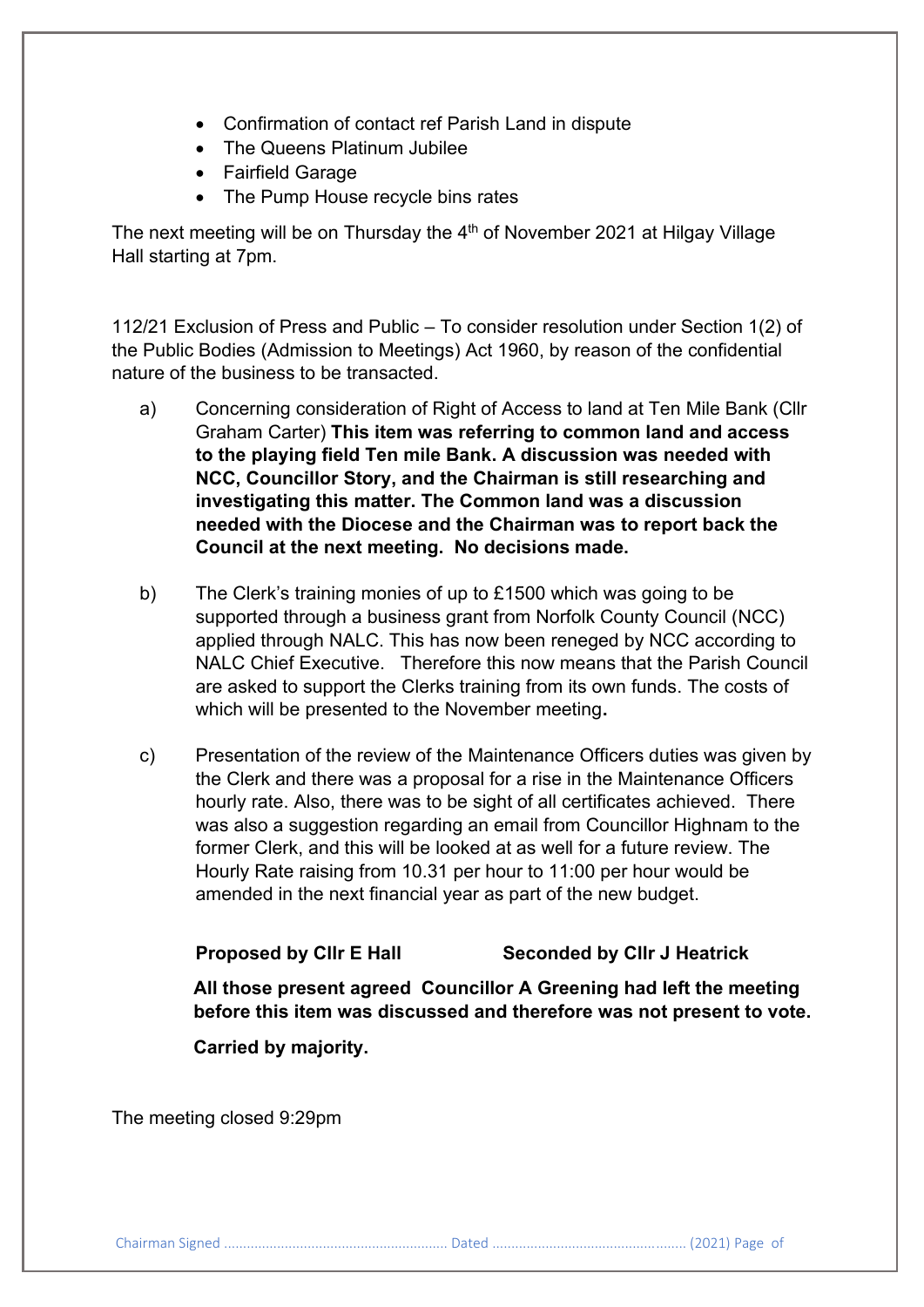- Confirmation of contact ref Parish Land in dispute
- The Queens Platinum Jubilee
- Fairfield Garage
- The Pump House recycle bins rates

The next meeting will be on Thursday the 4th of November 2021 at Hilgay Village Hall starting at 7pm.

112/21 Exclusion of Press and Public – To consider resolution under Section 1(2) of the Public Bodies (Admission to Meetings) Act 1960, by reason of the confidential nature of the business to be transacted.

a) Concerning consideration of Right of Access to land at Ten Mile Bank (Cllr Graham Carter) **This item was referring to common land and access to the playing field Ten mile Bank. A discussion was needed with NCC, Councillor Story, and the Chairman is still researching and investigating this matter. The Common land was a discussion needed with the Diocese and the Chairman was to report back the Council at the next meeting. No decisions made.**

b) The Clerk's training monies of up to £1500 which was going to be supported through a business grant from Norfolk County Council (NCC) applied through NALC. This has now been reneged by NCC according to NALC Chief Executive. Therefore this now means that the Parish Council are asked to support the Clerks training from its own funds. The costs of which will be presented to the November meeting.

c) Presentation of the review of the Maintenance Officers duties was given by the Clerk and there was a proposal for a rise in the Maintenance Officers hourly rate. Also, there was to be sight of all certificates achieved. There was also a suggestion regarding an email from Councillor Highnam to the former Clerk, and this will be looked at as well for a future review. The Hourly Rate raising from 10.31 per hour to 11:00 per hour would be amended in the next financial year as part of the new budget.

**Proposed by Cllr E Hall** **Seconded by Cllr J Heatrick**

**All those present agreed Councillor A Greening had left the meeting before this item was discussed and therefore was not present to vote.**

**Carried by majority.**

The meeting closed 9:29pm